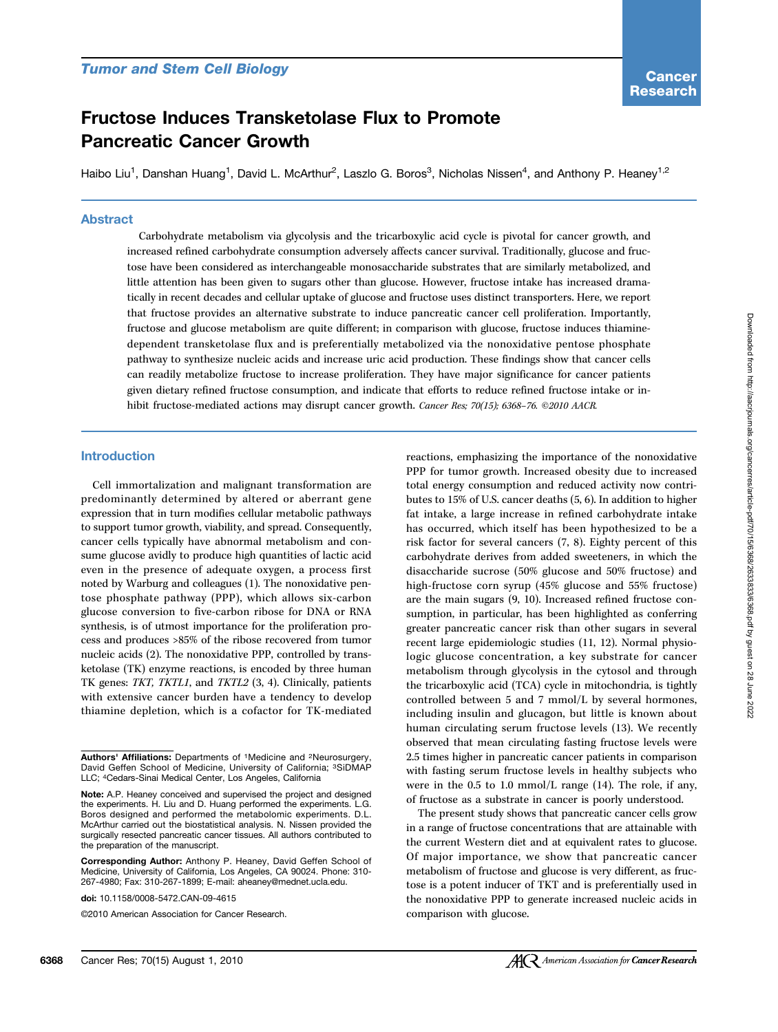Tumor and Stem Cell Biology

# Fructose Induces Transketolase Flux to Promote Pancreatic Cancer Growth

Haibo Liu[1], Danshan Huang[1], David L. McArthur[2], Laszlo G. Boros[3], Nicholas Nissen[4], and Anthony P. Heaney[1,2]

## Abstract

Carbohydrate metabolism via glycolysis and the tricarboxylic acid cycle is pivotal for cancer growth, and increased refined carbohydrate consumption adversely affects cancer survival. Traditionally, glucose and fructose have been considered as interchangeable monosaccharide substrates that are similarly metabolized, and little attention has been given to sugars other than glucose. However, fructose intake has increased dramatically in recent decades and cellular uptake of glucose and fructose uses distinct transporters. Here, we report that fructose provides an alternative substrate to induce pancreatic cancer cell proliferation. Importantly, fructose and glucose metabolism are quite different; in comparison with glucose, fructose induces thiamine-dependent transketolase flux and is preferentially metabolized via the nonoxidative pentose phosphate pathway to synthesize nucleic acids and increase uric acid production. These findings show that cancer cells can readily metabolize fructose to increase proliferation. They have major significance for cancer patients given dietary refined fructose consumption, and indicate that efforts to reduce refined fructose intake or inhibit fructose-mediated actions may disrupt cancer growth. *Cancer Res; 70(15); 6368–76. ©2010 AACR.*

## Introduction

Cell immortalization and malignant transformation are predominantly determined by altered or aberrant gene expression that in turn modifies cellular metabolic pathways to support tumor growth, viability, and spread. Consequently, cancer cells typically have abnormal metabolism and consume glucose avidly to produce high quantities of lactic acid even in the presence of adequate oxygen, a process first noted by Warburg and colleagues (1). The nonoxidative pentose phosphate pathway (PPP), which allows six-carbon glucose conversion to five-carbon ribose for DNA or RNA synthesis, is of utmost importance for the proliferation process and produces >85% of the ribose recovered from tumor nucleic acids (2). The nonoxidative PPP, controlled by transketolase (TK) enzyme reactions, is encoded by three human TK genes: *TKT, TKTL1*, and *TKTL2* (3, 4). Clinically, patients with extensive cancer burden have a tendency to develop thiamine depletion, which is a cofactor for TK-mediated reactions, emphasizing the importance of the nonoxidative PPP for tumor growth. Increased obesity due to increased total energy consumption and reduced activity now contributes to 15% of U.S. cancer deaths (5, 6). In addition to higher fat intake, a large increase in refined carbohydrate intake has occurred, which itself has been hypothesized to be a risk factor for several cancers (7, 8). Eighty percent of this carbohydrate derives from added sweeteners, in which the disaccharide sucrose (50% glucose and 50% fructose) and high-fructose corn syrup (45% glucose and 55% fructose) are the main sugars (9, 10). Increased refined fructose consumption, in particular, has been highlighted as conferring greater pancreatic cancer risk than other sugars in several recent large epidemiologic studies (11, 12). Normal physiologic glucose concentration, a key substrate for cancer metabolism through glycolysis in the cytosol and through the tricarboxylic acid (TCA) cycle in mitochondria, is tightly controlled between 5 and 7 mmol/L by several hormones, including insulin and glucagon, but little is known about human circulating serum fructose levels (13). We recently observed that mean circulating fasting fructose levels were 2.5 times higher in pancreatic cancer patients in comparison with fasting serum fructose levels in healthy subjects who were in the 0.5 to 1.0 mmol/L range (14). The role, if any, of fructose as a substrate in cancer is poorly understood.

The present study shows that pancreatic cancer cells grow in a range of fructose concentrations that are attainable with the current Western diet and at equivalent rates to glucose. Of major importance, we show that pancreatic cancer metabolism of fructose and glucose is very different, as fructose is a potent inducer of TKT and is preferentially used in the nonoxidative PPP to generate increased nucleic acids in comparison with glucose.

**Authors' Affiliations:** Departments of [1]Medicine and [2]Neurosurgery, David Geffen School of Medicine, University of California; [3]SiDMAP LLC; [4]Cedars-Sinai Medical Center, Los Angeles, California

**Note:** A.P. Heaney conceived and supervised the project and designed the experiments. H. Liu and D. Huang performed the experiments. L.G. Boros designed and performed the metabolomic experiments. D.L. McArthur carried out the biostatistical analysis. N. Nissen provided the surgically resected pancreatic cancer tissues. All authors contributed to the preparation of the manuscript.

**Corresponding Author:** Anthony P. Heaney, David Geffen School of Medicine, University of California, Los Angeles, CA 90024. Phone: 310-267-4980; Fax: 310-267-1899; E-mail: aheaney@mednet.ucla.edu.

**doi:** 10.1158/0008-5472.CAN-09-4615

©2010 American Association for Cancer Research.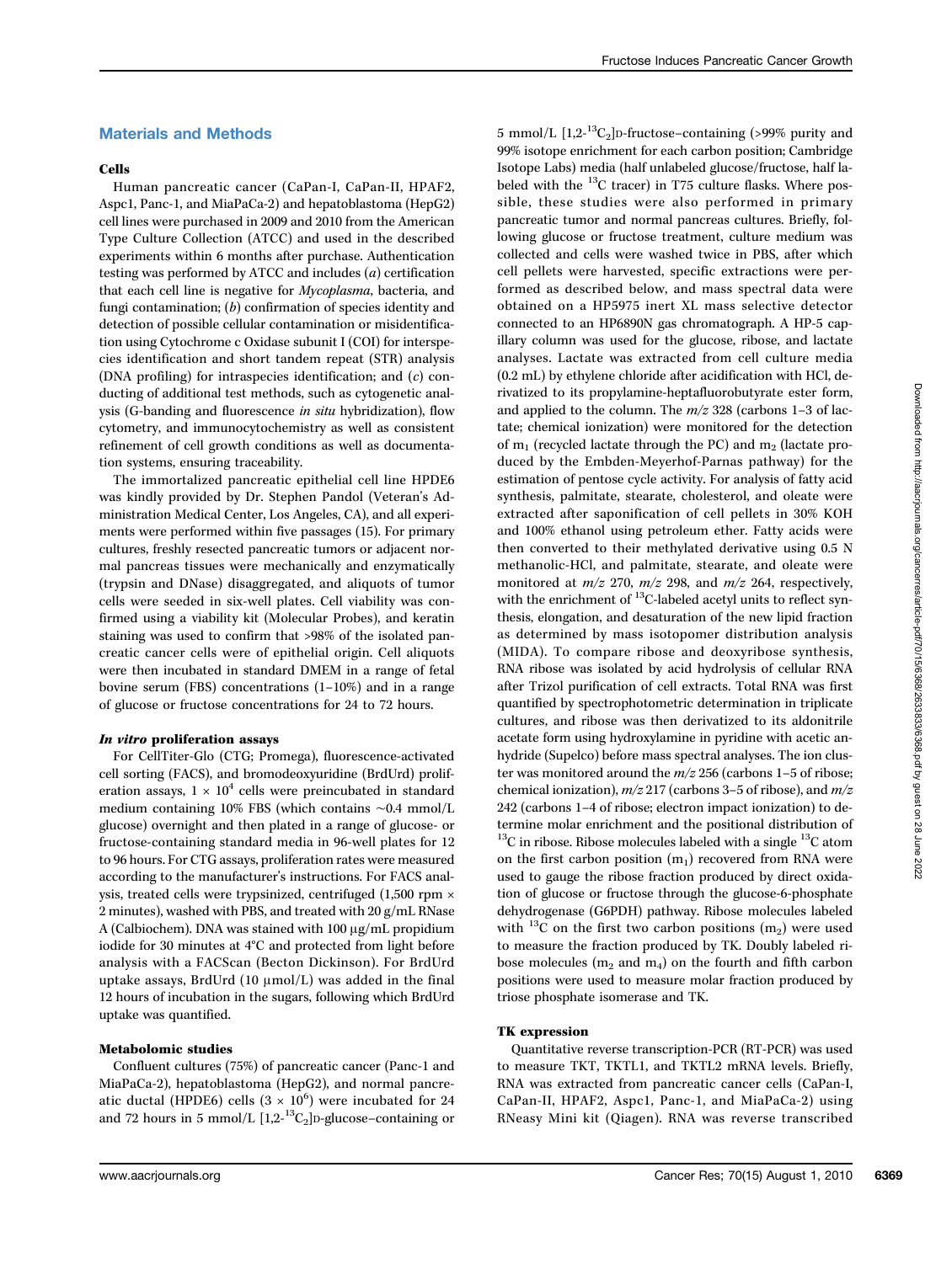## Materials and Methods

### Cells

Human pancreatic cancer (CaPan-I, CaPan-II, HPAF2, Aspc1, Panc-1, and MiaPaCa-2) and hepatoblastoma (HepG2) cell lines were purchased in 2009 and 2010 from the American Type Culture Collection (ATCC) and used in the described experiments within 6 months after purchase. Authentication testing was performed by ATCC and includes (*a*) certification that each cell line is negative for *Mycoplasma*, bacteria, and fungi contamination; (*b*) confirmation of species identity and detection of possible cellular contamination or misidentification using Cytochrome c Oxidase subunit I (COI) for interspecies identification and short tandem repeat (STR) analysis (DNA profiling) for intraspecies identification; and (*c*) conducting of additional test methods, such as cytogenetic analysis (G-banding and fluorescence *in situ* hybridization), flow cytometry, and immunocytochemistry as well as consistent refinement of cell growth conditions as well as documentation systems, ensuring traceability.

The immortalized pancreatic epithelial cell line HPDE6 was kindly provided by Dr. Stephen Pandol (Veteran's Administration Medical Center, Los Angeles, CA), and all experiments were performed within five passages (15). For primary cultures, freshly resected pancreatic tumors or adjacent normal pancreas tissues were mechanically and enzymatically (trypsin and DNase) disaggregated, and aliquots of tumor cells were seeded in six-well plates. Cell viability was confirmed using a viability kit (Molecular Probes), and keratin staining was used to confirm that >98% of the isolated pancreatic cancer cells were of epithelial origin. Cell aliquots were then incubated in standard DMEM in a range of fetal bovine serum (FBS) concentrations (1–10%) and in a range of glucose or fructose concentrations for 24 to 72 hours.

### *In vitro* proliferation assays

For CellTiter-Glo (CTG; Promega), fluorescence-activated cell sorting (FACS), and bromodeoxyuridine (BrdUrd) proliferation assays, $1 \times 10^4$ cells were preincubated in standard medium containing 10% FBS (which contains ~0.4 mmol/L glucose) overnight and then plated in a range of glucose- or fructose-containing standard media in 96-well plates for 12 to 96 hours. For CTG assays, proliferation rates were measured according to the manufacturer's instructions. For FACS analysis, treated cells were trypsinized, centrifuged (1,500 rpm × 2 minutes), washed with PBS, and treated with 20 g/mL RNase A (Calbiochem). DNA was stained with 100 μg/mL propidium iodide for 30 minutes at 4°C and protected from light before analysis with a FACScan (Becton Dickinson). For BrdUrd uptake assays, BrdUrd (10 μmol/L) was added in the final 12 hours of incubation in the sugars, following which BrdUrd uptake was quantified.

### Metabolomic studies

Confluent cultures (75%) of pancreatic cancer (Panc-1 and MiaPaCa-2), hepatoblastoma (HepG2), and normal pancreatic ductal (HPDE6) cells ($3 \times 10^6$) were incubated for 24 and 72 hours in 5 mmol/L [1,2-$^{13}C_2$]D-glucose–containing or 5 mmol/L [1,2-$^{13}C_2$]D-fructose–containing (>99% purity and 99% isotope enrichment for each carbon position; Cambridge Isotope Labs) media (half unlabeled glucose/fructose, half labeled with the $^{13}$C tracer) in T75 culture flasks. Where possible, these studies were also performed in primary pancreatic tumor and normal pancreas cultures. Briefly, following glucose or fructose treatment, culture medium was collected and cells were washed twice in PBS, after which cell pellets were harvested, specific extractions were performed as described below, and mass spectral data were obtained on a HP5975 inert XL mass selective detector connected to an HP6890N gas chromatograph. A HP-5 capillary column was used for the glucose, ribose, and lactate analyses. Lactate was extracted from cell culture media (0.2 mL) by ethylene chloride after acidification with HCl, derivatized to its propylamine-heptafluorobutyrate ester form, and applied to the column. The *m/z* 328 (carbons 1–3 of lactate; chemical ionization) were monitored for the detection of $m_1$ (recycled lactate through the PC) and $m_2$ (lactate produced by the Embden-Meyerhof-Parnas pathway) for the estimation of pentose cycle activity. For analysis of fatty acid synthesis, palmitate, stearate, cholesterol, and oleate were extracted after saponification of cell pellets in 30% KOH and 100% ethanol using petroleum ether. Fatty acids were then converted to their methylated derivative using 0.5 N methanolic-HCl, and palmitate, stearate, and oleate were monitored at *m/z* 270, *m/z* 298, and *m/z* 264, respectively, with the enrichment of $^{13}$C-labeled acetyl units to reflect synthesis, elongation, and desaturation of the new lipid fraction as determined by mass isotopomer distribution analysis (MIDA). To compare ribose and deoxyribose synthesis, RNA ribose was isolated by acid hydrolysis of cellular RNA after Trizol purification of cell extracts. Total RNA was first quantified by spectrophotometric determination in triplicate cultures, and ribose was then derivatized to its aldonitrile acetate form using hydroxylamine in pyridine with acetic anhydride (Supelco) before mass spectral analyses. The ion cluster was monitored around the *m/z* 256 (carbons 1–5 of ribose; chemical ionization), *m/z* 217 (carbons 3–5 of ribose), and *m/z* 242 (carbons 1–4 of ribose; electron impact ionization) to determine molar enrichment and the positional distribution of $^{13}$C in ribose. Ribose molecules labeled with a single $^{13}$C atom on the first carbon position ($m_1$) recovered from RNA were used to gauge the ribose fraction produced by direct oxidation of glucose or fructose through the glucose-6-phosphate dehydrogenase (G6PDH) pathway. Ribose molecules labeled with $^{13}$C on the first two carbon positions ($m_2$) were used to measure the fraction produced by TK. Doubly labeled ribose molecules ($m_2$ and $m_4$) on the fourth and fifth carbon positions were used to measure molar fraction produced by triose phosphate isomerase and TK.

### TK expression

Quantitative reverse transcription-PCR (RT-PCR) was used to measure TKT, TKTL1, and TKTL2 mRNA levels. Briefly, RNA was extracted from pancreatic cancer cells (CaPan-I, CaPan-II, HPAF2, Aspc1, Panc-1, and MiaPaCa-2) using RNeasy Mini kit (Qiagen). RNA was reverse transcribed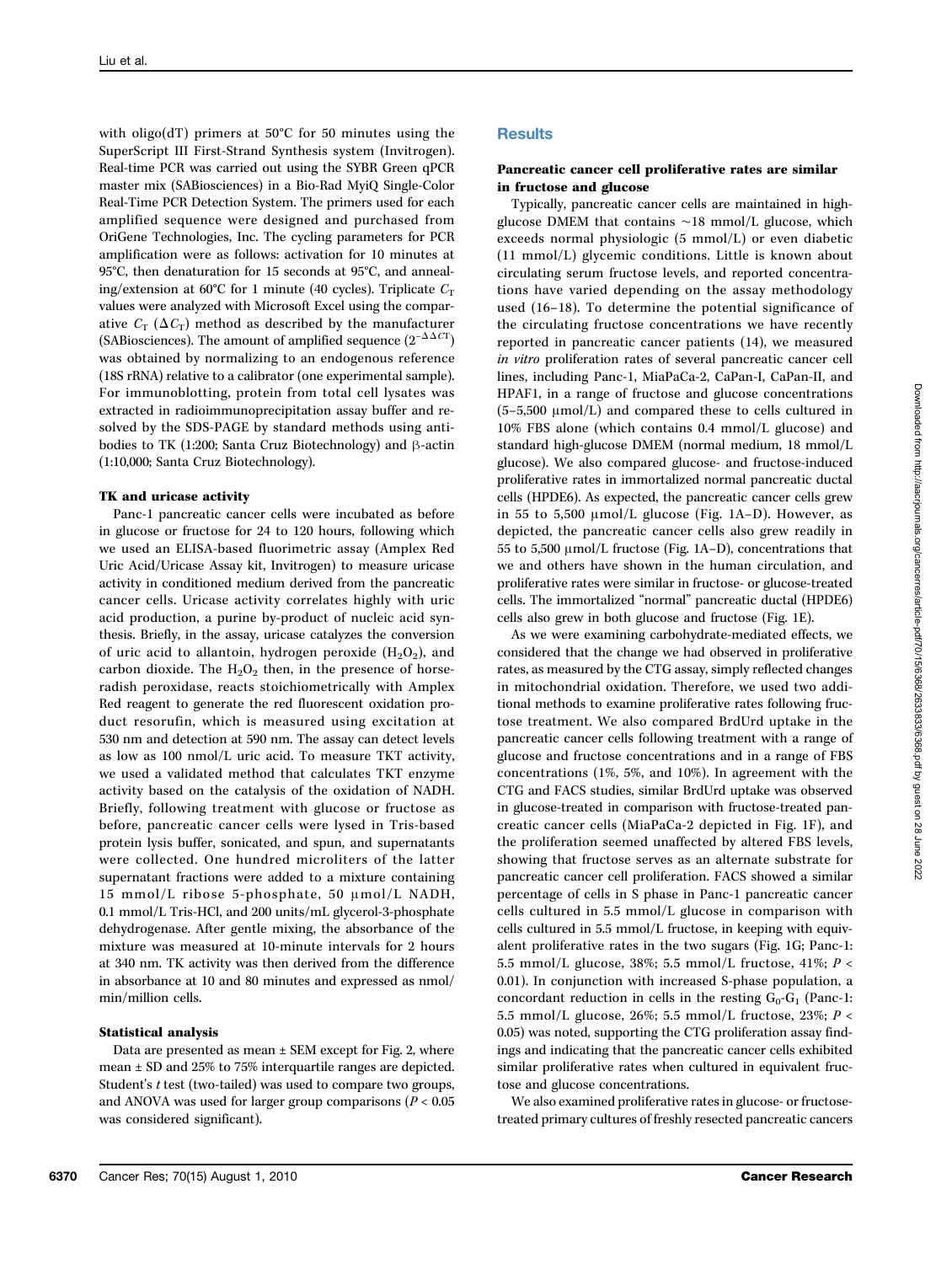with oligo(dT) primers at 50°C for 50 minutes using the SuperScript III First-Strand Synthesis system (Invitrogen). Real-time PCR was carried out using the SYBR Green qPCR master mix (SABiosciences) in a Bio-Rad MyiQ Single-Color Real-Time PCR Detection System. The primers used for each amplified sequence were designed and purchased from OriGene Technologies, Inc. The cycling parameters for PCR amplification were as follows: activation for 10 minutes at 95°C, then denaturation for 15 seconds at 95°C, and annealing/extension at 60°C for 1 minute (40 cycles). Triplicate $C_T$ values were analyzed with Microsoft Excel using the comparative $C_T$ ($\Delta C_T$) method as described by the manufacturer (SABiosciences). The amount of amplified sequence ($2^{-\Delta\Delta CT}$) was obtained by normalizing to an endogenous reference (18S rRNA) relative to a calibrator (one experimental sample). For immunoblotting, protein from total cell lysates was extracted in radioimmunoprecipitation assay buffer and resolved by the SDS-PAGE by standard methods using antibodies to TK (1:200; Santa Cruz Biotechnology) and β-actin (1:10,000; Santa Cruz Biotechnology).

#### TK and uricase activity

Panc-1 pancreatic cancer cells were incubated as before in glucose or fructose for 24 to 120 hours, following which we used an ELISA-based fluorimetric assay (Amplex Red Uric Acid/Uricase Assay kit, Invitrogen) to measure uricase activity in conditioned medium derived from the pancreatic cancer cells. Uricase activity correlates highly with uric acid production, a purine by-product of nucleic acid synthesis. Briefly, in the assay, uricase catalyzes the conversion of uric acid to allantoin, hydrogen peroxide ($H_2O_2$), and carbon dioxide. The $H_2O_2$ then, in the presence of horseradish peroxidase, reacts stoichiometrically with Amplex Red reagent to generate the red fluorescent oxidation product resorufin, which is measured using excitation at 530 nm and detection at 590 nm. The assay can detect levels as low as 100 nmol/L uric acid. To measure TKT activity, we used a validated method that calculates TKT enzyme activity based on the catalysis of the oxidation of NADH. Briefly, following treatment with glucose or fructose as before, pancreatic cancer cells were lysed in Tris-based protein lysis buffer, sonicated, and spun, and supernatants were collected. One hundred microliters of the latter supernatant fractions were added to a mixture containing 15 mmol/L ribose 5-phosphate, 50 μmol/L NADH, 0.1 mmol/L Tris-HCl, and 200 units/mL glycerol-3-phosphate dehydrogenase. After gentle mixing, the absorbance of the mixture was measured at 10-minute intervals for 2 hours at 340 nm. TK activity was then derived from the difference in absorbance at 10 and 80 minutes and expressed as nmol/min/million cells.

#### Statistical analysis

Data are presented as mean ± SEM except for Fig. 2, where mean ± SD and 25% to 75% interquartile ranges are depicted. Student's *t* test (two-tailed) was used to compare two groups, and ANOVA was used for larger group comparisons ($P < 0.05$ was considered significant).

## Results

#### Pancreatic cancer cell proliferative rates are similar in fructose and glucose

Typically, pancreatic cancer cells are maintained in high-glucose DMEM that contains ~18 mmol/L glucose, which exceeds normal physiologic (5 mmol/L) or even diabetic (11 mmol/L) glycemic conditions. Little is known about circulating serum fructose levels, and reported concentrations have varied depending on the assay methodology used (16–18). To determine the potential significance of the circulating fructose concentrations we have recently reported in pancreatic cancer patients (14), we measured *in vitro* proliferation rates of several pancreatic cancer cell lines, including Panc-1, MiaPaCa-2, CaPan-I, CaPan-II, and HPAF1, in a range of fructose and glucose concentrations (5–5,500 μmol/L) and compared these to cells cultured in 10% FBS alone (which contains 0.4 mmol/L glucose) and standard high-glucose DMEM (normal medium, 18 mmol/L glucose). We also compared glucose- and fructose-induced proliferative rates in immortalized normal pancreatic ductal cells (HPDE6). As expected, the pancreatic cancer cells grew in 55 to 5,500 μmol/L glucose (Fig. 1A–D). However, as depicted, the pancreatic cancer cells also grew readily in 55 to 5,500 μmol/L fructose (Fig. 1A–D), concentrations that we and others have shown in the human circulation, and proliferative rates were similar in fructose- or glucose-treated cells. The immortalized "normal" pancreatic ductal (HPDE6) cells also grew in both glucose and fructose (Fig. 1E).

As we were examining carbohydrate-mediated effects, we considered that the change we had observed in proliferative rates, as measured by the CTG assay, simply reflected changes in mitochondrial oxidation. Therefore, we used two additional methods to examine proliferative rates following fructose treatment. We also compared BrdUrd uptake in the pancreatic cancer cells following treatment with a range of glucose and fructose concentrations and in a range of FBS concentrations (1%, 5%, and 10%). In agreement with the CTG and FACS studies, similar BrdUrd uptake was observed in glucose-treated in comparison with fructose-treated pancreatic cancer cells (MiaPaCa-2 depicted in Fig. 1F), and the proliferation seemed unaffected by altered FBS levels, showing that fructose serves as an alternate substrate for pancreatic cancer cell proliferation. FACS showed a similar percentage of cells in S phase in Panc-1 pancreatic cancer cells cultured in 5.5 mmol/L glucose in comparison with cells cultured in 5.5 mmol/L fructose, in keeping with equivalent proliferative rates in the two sugars (Fig. 1G; Panc-1: 5.5 mmol/L glucose, 38%; 5.5 mmol/L fructose, 41%; $P < 0.01$). In conjunction with increased S-phase population, a concordant reduction in cells in the resting $G_0$-$G_1$ (Panc-1: 5.5 mmol/L glucose, 26%; 5.5 mmol/L fructose, 23%; $P < 0.05$) was noted, supporting the CTG proliferation assay findings and indicating that the pancreatic cancer cells exhibited similar proliferative rates when cultured in equivalent fructose and glucose concentrations.

We also examined proliferative rates in glucose- or fructose-treated primary cultures of freshly resected pancreatic cancers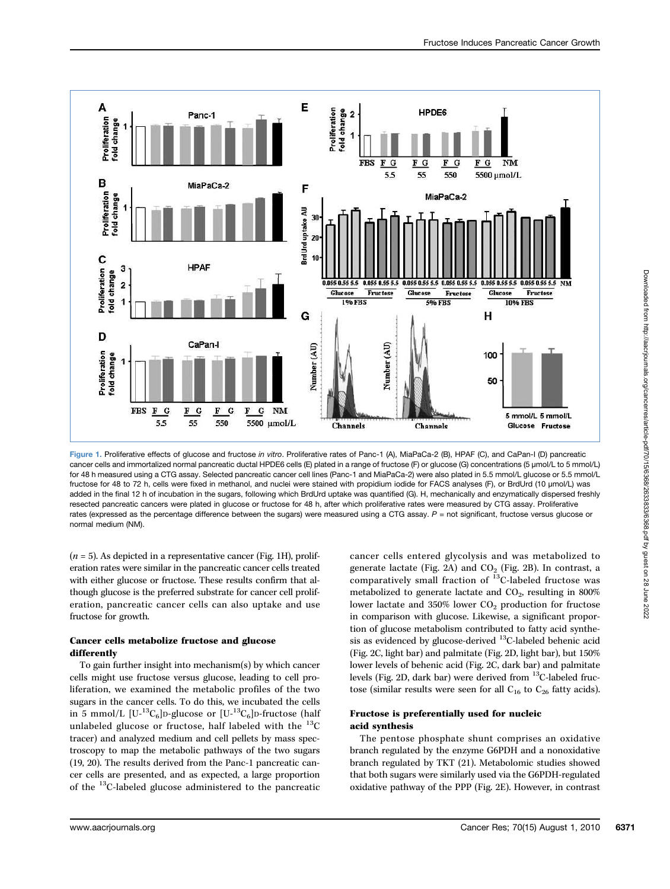Figure 1. Proliferative effects of glucose and fructose *in vitro*. Proliferative rates of Panc-1 (A), MiaPaCa-2 (B), HPAF (C), and CaPan-I (D) pancreatic cancer cells and immortalized normal pancreatic ductal HPDE6 cells (E) plated in a range of fructose (F) or glucose (G) concentrations (5 μmol/L to 5 mmol/L) for 48 h measured using a CTG assay. Selected pancreatic cancer cell lines (Panc-1 and MiaPaCa-2) were also plated in 5.5 mmol/L glucose or 5.5 mmol/L fructose for 48 to 72 h, cells were fixed in methanol, and nuclei were stained with propidium iodide for FACS analyses (F), or BrdUrd (10 μmol/L) was added in the final 12 h of incubation in the sugars, following which BrdUrd uptake was quantified (G). H, mechanically and enzymatically dispersed freshly resected pancreatic cancers were plated in glucose or fructose for 48 h, after which proliferative rates were measured by CTG assay. Proliferative rates (expressed as the percentage difference between the sugars) were measured using a CTG assay. *P* = not significant, fructose versus glucose or normal medium (NM).

($n = 5$). As depicted in a representative cancer (Fig. 1H), proliferation rates were similar in the pancreatic cancer cells treated with either glucose or fructose. These results confirm that although glucose is the preferred substrate for cancer cell proliferation, pancreatic cancer cells can also uptake and use fructose for growth.

### Cancer cells metabolize fructose and glucose differently

To gain further insight into mechanism(s) by which cancer cells might use fructose versus glucose, leading to cell proliferation, we examined the metabolic profiles of the two sugars in the cancer cells. To do this, we incubated the cells in 5 mmol/L [U-$^{13}C_6$]D-glucose or [U-$^{13}C_6$]D-fructose (half unlabeled glucose or fructose, half labeled with the $^{13}C$ tracer) and analyzed medium and cell pellets by mass spectroscopy to map the metabolic pathways of the two sugars (19, 20). The results derived from the Panc-1 pancreatic cancer cells are presented, and as expected, a large proportion of the $^{13}C$-labeled glucose administered to the pancreatic cancer cells entered glycolysis and was metabolized to generate lactate (Fig. 2A) and $CO_2$ (Fig. 2B). In contrast, a comparatively small fraction of $^{13}C$-labeled fructose was metabolized to generate lactate and $CO_2$, resulting in 800% lower lactate and 350% lower $CO_2$ production for fructose in comparison with glucose. Likewise, a significant proportion of glucose metabolism contributed to fatty acid synthesis as evidenced by glucose-derived $^{13}C$-labeled behenic acid (Fig. 2C, light bar) and palmitate (Fig. 2D, light bar), but 150% lower levels of behenic acid (Fig. 2C, dark bar) and palmitate levels (Fig. 2D, dark bar) were derived from $^{13}C$-labeled fructose (similar results were seen for all $C_{16}$ to $C_{26}$ fatty acids).

### Fructose is preferentially used for nucleic acid synthesis

The pentose phosphate shunt comprises an oxidative branch regulated by the enzyme G6PDH and a nonoxidative branch regulated by TKT (21). Metabolomic studies showed that both sugars were similarly used via the G6PDH-regulated oxidative pathway of the PPP (Fig. 2E). However, in contrast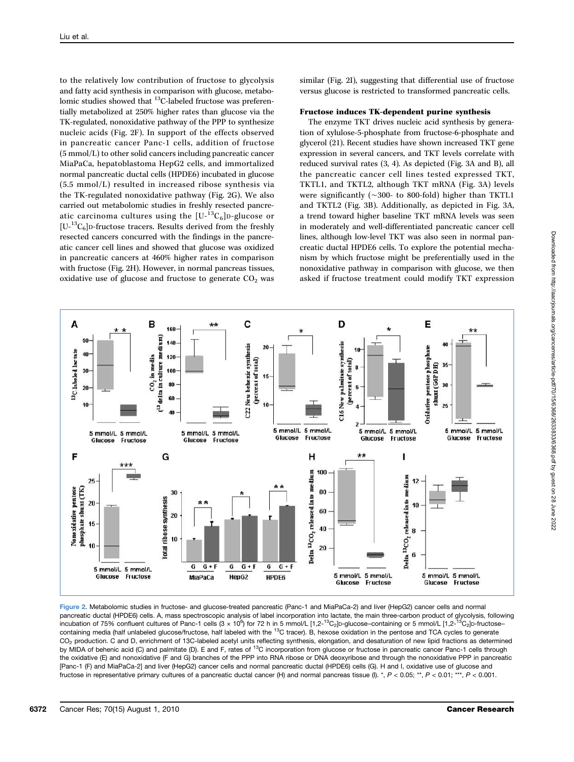to the relatively low contribution of fructose to glycolysis and fatty acid synthesis in comparison with glucose, metabolomic studies showed that $^{13}$C-labeled fructose was preferentially metabolized at 250% higher rates than glucose via the TK-regulated, nonoxidative pathway of the PPP to synthesize nucleic acids (Fig. 2F). In support of the effects observed in pancreatic cancer Panc-1 cells, addition of fructose (5 mmol/L) to other solid cancers including pancreatic cancer MiaPaCa, hepatoblastoma HepG2 cells, and immortalized normal pancreatic ductal cells (HPDE6) incubated in glucose (5.5 mmol/L) resulted in increased ribose synthesis via the TK-regulated nonoxidative pathway (Fig. 2G). We also carried out metabolomic studies in freshly resected pancreatic carcinoma cultures using the [U-$^{13}C_6$]D-glucose or [U-$^{13}C_6$]D-fructose tracers. Results derived from the freshly resected cancers concurred with the findings in the pancreatic cancer cell lines and showed that glucose was oxidized in pancreatic cancers at 460% higher rates in comparison with fructose (Fig. 2H). However, in normal pancreas tissues, oxidative use of glucose and fructose to generate $CO_2$ was similar (Fig. 2I), suggesting that differential use of fructose versus glucose is restricted to transformed pancreatic cells.

## Fructose induces TK-dependent purine synthesis

The enzyme TKT drives nucleic acid synthesis by generation of xylulose-5-phosphate from fructose-6-phosphate and glycerol (21). Recent studies have shown increased TKT gene expression in several cancers, and TKT levels correlate with reduced survival rates (3, 4). As depicted (Fig. 3A and B), all the pancreatic cancer cell lines tested expressed TKT, TKTL1, and TKTL2, although TKT mRNA (Fig. 3A) levels were significantly (~300- to 800-fold) higher than TKTL1 and TKTL2 (Fig. 3B). Additionally, as depicted in Fig. 3A, a trend toward higher baseline TKT mRNA levels was seen in moderately and well-differentiated pancreatic cancer cell lines, although low-level TKT was also seen in normal pancreatic ductal HPDE6 cells. To explore the potential mechanism by which fructose might be preferentially used in the nonoxidative pathway in comparison with glucose, we then asked if fructose treatment could modify TKT expression

Figure 2. Metabolomic studies in fructose- and glucose-treated pancreatic (Panc-1 and MiaPaCa-2) and liver (HepG2) cancer cells and normal pancreatic ductal (HPDE6) cells. A, mass spectroscopic analysis of label incorporation into lactate, the main three-carbon product of glycolysis, following incubation of 75% confluent cultures of Panc-1 cells ($3 \times 10^6$) for 72 h in 5 mmol/L [1,2-$^{13}C_2$]D-glucose–containing or 5 mmol/L [1,2-$^{13}C_2$]D-fructose–containing media (half unlabeled glucose/fructose, half labeled with the $^{13}$C tracer). B, hexose oxidation in the pentose and TCA cycles to generate $CO_2$ production. C and D, enrichment of 13C-labeled acetyl units reflecting synthesis, elongation, and desaturation of new lipid fractions as determined by MIDA of behenic acid (C) and palmitate (D). E and F, rates of $^{13}$C incorporation from glucose or fructose in pancreatic cancer Panc-1 cells through the oxidative (E) and nonoxidative (F and G) branches of the PPP into RNA ribose or DNA deoxyribose and through the nonoxidative PPP in pancreatic [Panc-1 (F) and MiaPaCa-2] and liver (HepG2) cancer cells and normal pancreatic ductal (HPDE6) cells (G). H and I, oxidative use of glucose and fructose in representative primary cultures of a pancreatic ductal cancer (H) and normal pancreas tissue (I). *, $P < 0.05$; **, $P < 0.01$; ***, $P < 0.001$.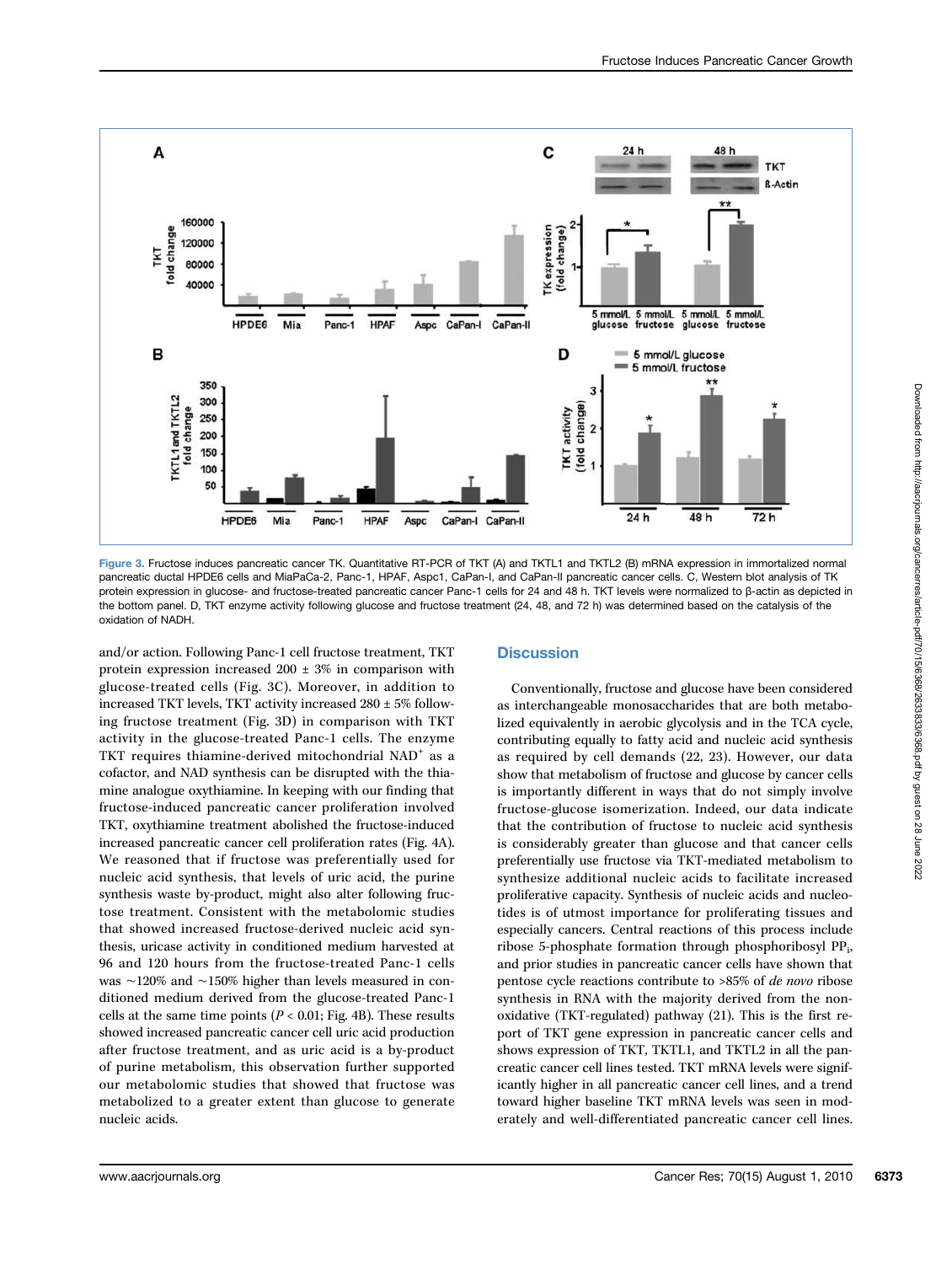Figure 3. Fructose induces pancreatic cancer TK. Quantitative RT-PCR of TKT (A) and TKTL1 and TKTL2 (B) mRNA expression in immortalized normal pancreatic ductal HPDE6 cells and MiaPaCa-2, Panc-1, HPAF, Aspc1, CaPan-I, and CaPan-II pancreatic cancer cells. C, Western blot analysis of TK protein expression in glucose- and fructose-treated pancreatic cancer Panc-1 cells for 24 and 48 h. TKT levels were normalized to β-actin as depicted in the bottom panel. D, TKT enzyme activity following glucose and fructose treatment (24, 48, and 72 h) was determined based on the catalysis of the oxidation of NADH.

and/or action. Following Panc-1 cell fructose treatment, TKT protein expression increased 200 ± 3% in comparison with glucose-treated cells (Fig. 3C). Moreover, in addition to increased TKT levels, TKT activity increased 280 ± 5% following fructose treatment (Fig. 3D) in comparison with TKT activity in the glucose-treated Panc-1 cells. The enzyme TKT requires thiamine-derived mitochondrial $NAD^+$ as a cofactor, and NAD synthesis can be disrupted with the thiamine analogue oxythiamine. In keeping with our finding that fructose-induced pancreatic cancer proliferation involved TKT, oxythiamine treatment abolished the fructose-induced increased pancreatic cancer cell proliferation rates (Fig. 4A). We reasoned that if fructose was preferentially used for nucleic acid synthesis, that levels of uric acid, the purine synthesis waste by-product, might also alter following fructose treatment. Consistent with the metabolomic studies that showed increased fructose-derived nucleic acid synthesis, uricase activity in conditioned medium harvested at 96 and 120 hours from the fructose-treated Panc-1 cells was ~120% and ~150% higher than levels measured in conditioned medium derived from the glucose-treated Panc-1 cells at the same time points ($P < 0.01$; Fig. 4B). These results showed increased pancreatic cancer cell uric acid production after fructose treatment, and as uric acid is a by-product of purine metabolism, this observation further supported our metabolomic studies that showed that fructose was metabolized to a greater extent than glucose to generate nucleic acids.

## Discussion

Conventionally, fructose and glucose have been considered as interchangeable monosaccharides that are both metabolized equivalently in aerobic glycolysis and in the TCA cycle, contributing equally to fatty acid and nucleic acid synthesis as required by cell demands (22, 23). However, our data show that metabolism of fructose and glucose by cancer cells is importantly different in ways that do not simply involve fructose-glucose isomerization. Indeed, our data indicate that the contribution of fructose to nucleic acid synthesis is considerably greater than glucose and that cancer cells preferentially use fructose via TKT-mediated metabolism to synthesize additional nucleic acids to facilitate increased proliferative capacity. Synthesis of nucleic acids and nucleotides is of utmost importance for proliferating tissues and especially cancers. Central reactions of this process include ribose 5-phosphate formation through phosphoribosyl $PP_i$, and prior studies in pancreatic cancer cells have shown that pentose cycle reactions contribute to >85% of *de novo* ribose synthesis in RNA with the majority derived from the nonoxidative (TKT-regulated) pathway (21). This is the first report of TKT gene expression in pancreatic cancer cells and shows expression of TKT, TKTL1, and TKTL2 in all the pancreatic cancer cell lines tested. TKT mRNA levels were significantly higher in all pancreatic cancer cell lines, and a trend toward higher baseline TKT mRNA levels was seen in moderately and well-differentiated pancreatic cancer cell lines.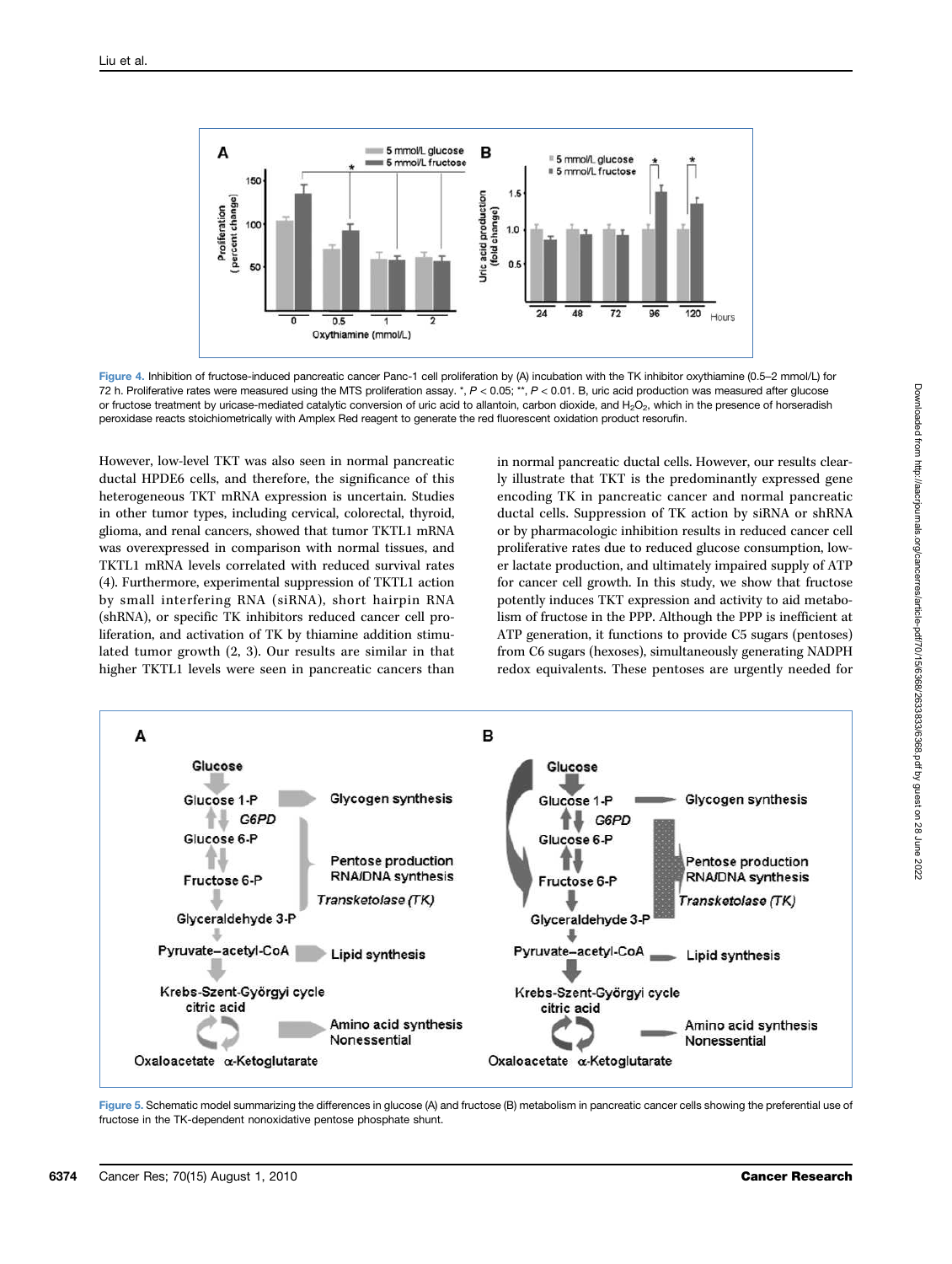Figure 4. Inhibition of fructose-induced pancreatic cancer Panc-1 cell proliferation by (A) incubation with the TK inhibitor oxythiamine (0.5–2 mmol/L) for 72 h. Proliferative rates were measured using the MTS proliferation assay. *, $P < 0.05$; **, $P < 0.01$. B, uric acid production was measured after glucose or fructose treatment by uricase-mediated catalytic conversion of uric acid to allantoin, carbon dioxide, and $H_2O_2$, which in the presence of horseradish peroxidase reacts stoichiometrically with Amplex Red reagent to generate the red fluorescent oxidation product resorufin.

However, low-level TKT was also seen in normal pancreatic ductal HPDE6 cells, and therefore, the significance of this heterogeneous TKT mRNA expression is uncertain. Studies in other tumor types, including cervical, colorectal, thyroid, glioma, and renal cancers, showed that tumor TKTL1 mRNA was overexpressed in comparison with normal tissues, and TKTL1 mRNA levels correlated with reduced survival rates (4). Furthermore, experimental suppression of TKTL1 action by small interfering RNA (siRNA), short hairpin RNA (shRNA), or specific TK inhibitors reduced cancer cell proliferation, and activation of TK by thiamine addition stimulated tumor growth (2, 3). Our results are similar in that higher TKTL1 levels were seen in pancreatic cancers than in normal pancreatic ductal cells. However, our results clearly illustrate that TKT is the predominantly expressed gene encoding TK in pancreatic cancer and normal pancreatic ductal cells. Suppression of TK action by siRNA or shRNA or by pharmacologic inhibition results in reduced cancer cell proliferative rates due to reduced glucose consumption, lower lactate production, and ultimately impaired supply of ATP for cancer cell growth. In this study, we show that fructose potently induces TKT expression and activity to aid metabolism of fructose in the PPP. Although the PPP is inefficient at ATP generation, it functions to provide C5 sugars (pentoses) from C6 sugars (hexoses), simultaneously generating NADPH redox equivalents. These pentoses are urgently needed for

Figure 5. Schematic model summarizing the differences in glucose (A) and fructose (B) metabolism in pancreatic cancer cells showing the preferential use of fructose in the TK-dependent nonoxidative pentose phosphate shunt.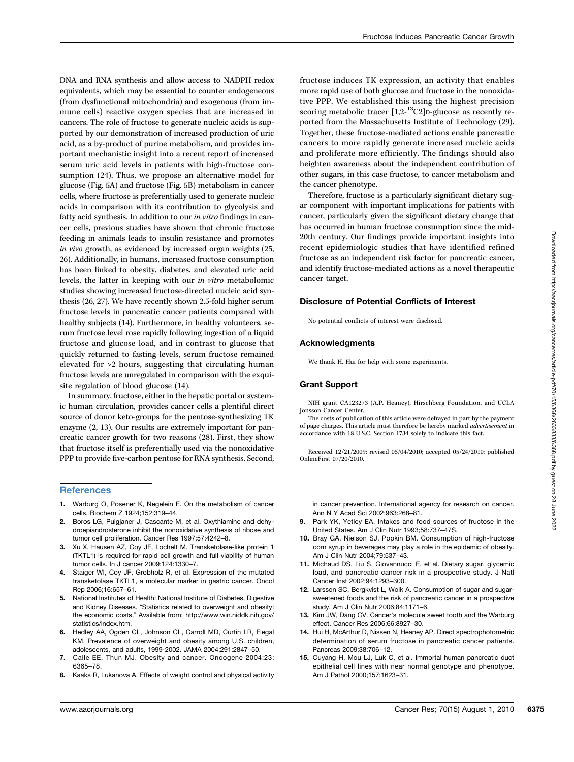DNA and RNA synthesis and allow access to NADPH redox equivalents, which may be essential to counter endogeneous (from dysfunctional mitochondria) and exogenous (from immune cells) reactive oxygen species that are increased in cancers. The role of fructose to generate nucleic acids is supported by our demonstration of increased production of uric acid, as a by-product of purine metabolism, and provides important mechanistic insight into a recent report of increased serum uric acid levels in patients with high-fructose consumption (24). Thus, we propose an alternative model for glucose (Fig. 5A) and fructose (Fig. 5B) metabolism in cancer cells, where fructose is preferentially used to generate nucleic acids in comparison with its contribution to glycolysis and fatty acid synthesis. In addition to our *in vitro* findings in cancer cells, previous studies have shown that chronic fructose feeding in animals leads to insulin resistance and promotes *in vivo* growth, as evidenced by increased organ weights (25, 26). Additionally, in humans, increased fructose consumption has been linked to obesity, diabetes, and elevated uric acid levels, the latter in keeping with our *in vitro* metabolomic studies showing increased fructose-directed nucleic acid synthesis (26, 27). We have recently shown 2.5-fold higher serum fructose levels in pancreatic cancer patients compared with healthy subjects (14). Furthermore, in healthy volunteers, serum fructose level rose rapidly following ingestion of a liquid fructose and glucose load, and in contrast to glucose that quickly returned to fasting levels, serum fructose remained elevated for >2 hours, suggesting that circulating human fructose levels are unregulated in comparison with the exquisite regulation of blood glucose (14).

In summary, fructose, either in the hepatic portal or systemic human circulation, provides cancer cells a plentiful direct source of donor keto-groups for the pentose-synthesizing TK enzyme (2, 13). Our results are extremely important for pancreatic cancer growth for two reasons (28). First, they show that fructose itself is preferentially used via the nonoxidative PPP to provide five-carbon pentose for RNA synthesis. Second, fructose induces TK expression, an activity that enables more rapid use of both glucose and fructose in the nonoxidative PPP. We established this using the highest precision scoring metabolic tracer [1,2-$^{13}$C2]D-glucose as recently reported from the Massachusetts Institute of Technology (29). Together, these fructose-mediated actions enable pancreatic cancers to more rapidly generate increased nucleic acids and proliferate more efficiently. The findings should also heighten awareness about the independent contribution of other sugars, in this case fructose, to cancer metabolism and the cancer phenotype.

Therefore, fructose is a particularly significant dietary sugar component with important implications for patients with cancer, particularly given the significant dietary change that has occurred in human fructose consumption since the mid-20th century. Our findings provide important insights into recent epidemiologic studies that have identified refined fructose as an independent risk factor for pancreatic cancer, and identify fructose-mediated actions as a novel therapeutic cancer target.

## Disclosure of Potential Conflicts of Interest

No potential conflicts of interest were disclosed.

## Acknowledgments

We thank H. Hui for help with some experiments.

## Grant Support

NIH grant CA123273 (A.P. Heaney), Hirschberg Foundation, and UCLA Jonsson Cancer Center.

The costs of publication of this article were defrayed in part by the payment of page charges. This article must therefore be hereby marked *advertisement* in accordance with 18 U.S.C. Section 1734 solely to indicate this fact.

Received 12/21/2009; revised 05/04/2010; accepted 05/24/2010; published OnlineFirst 07/20/2010.

## References

1. Warburg O, Posener K, Negelein E. On the metabolism of cancer cells. Biochem Z 1924;152:319–44.
2. Boros LG, Puigjaner J, Cascante M, et al. Oxythiamine and dehydroepiandrosterone inhibit the nonoxidative synthesis of ribose and tumor cell proliferation. Cancer Res 1997;57:4242–8.
3. Xu X, Hausen AZ, Coy JF, Lochelt M. Transketolase-like protein 1 (TKTL1) is required for rapid cell growth and full viability of human tumor cells. In J cancer 2009;124:1330–7.
4. Staiger WI, Coy JF, Grobholz R, et al. Expression of the mutated transketolase TKTL1, a molecular marker in gastric cancer. Oncol Rep 2006;16:657–61.
5. National Institutes of Health: National Institute of Diabetes, Digestive and Kidney Diseases. "Statistics related to overweight and obesity: the economic costs." Available from: http://www.win.niddk.nih.gov/statistics/index.htm.
6. Hedley AA, Ogden CL, Johnson CL, Carroll MD, Curtin LR, Flegal KM. Prevalence of overweight and obesity among U.S. children, adolescents, and adults, 1999-2002. JAMA 2004;291:2847–50.
7. Calle EE, Thun MJ. Obesity and cancer. Oncogene 2004;23:6365–78.
8. Kaaks R, Lukanova A. Effects of weight control and physical activity in cancer prevention. International agency for research on cancer. Ann N Y Acad Sci 2002;963:268–81.
9. Park YK, Yetley EA. Intakes and food sources of fructose in the United States. Am J Clin Nutr 1993;58:737–47S.
10. Bray GA, Nielson SJ, Popkin BM. Consumption of high-fructose corn syrup in beverages may play a role in the epidemic of obesity. Am J Clin Nutr 2004;79:537–43.
11. Michaud DS, Liu S, Giovannucci E, et al. Dietary sugar, glycemic load, and pancreatic cancer risk in a prospective study. J Natl Cancer Inst 2002;94:1293–300.
12. Larsson SC, Bergkvist L, Wolk A. Consumption of sugar and sugar-sweetened foods and the risk of pancreatic cancer in a prospective study. Am J Clin Nutr 2006;84:1171–6.
13. Kim JW, Dang CV. Cancer's molecule sweet tooth and the Warburg effect. Cancer Res 2006;66:8927–30.
14. Hui H, McArthur D, Nissen N, Heaney AP. Direct spectrophotometric determination of serum fructose in pancreatic cancer patients. Pancreas 2009;38:706–12.
15. Ouyang H, Mou LJ, Luk C, et al. Immortal human pancreatic duct epithelial cell lines with near normal genotype and phenotype. Am J Pathol 2000;157:1623–31.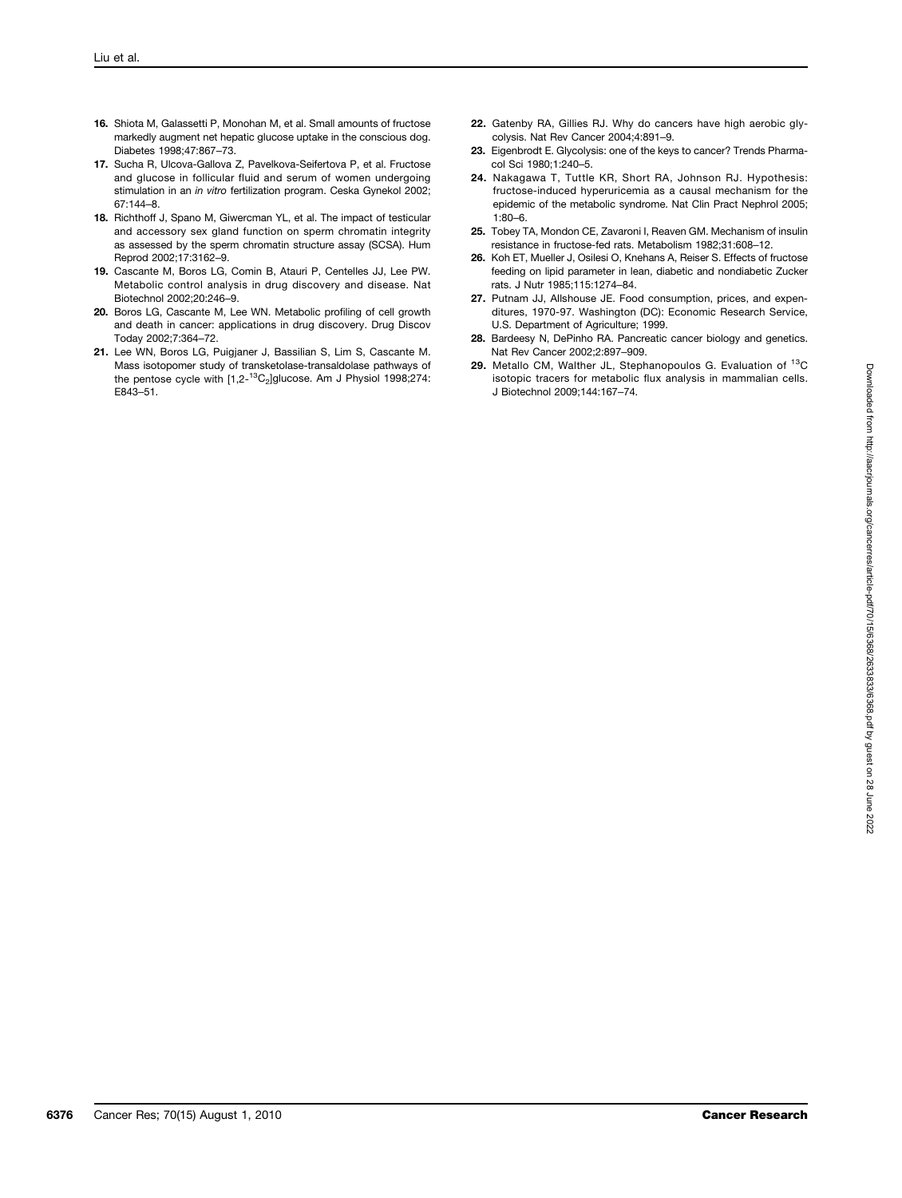16. Shiota M, Galassetti P, Monohan M, et al. Small amounts of fructose markedly augment net hepatic glucose uptake in the conscious dog. Diabetes 1998;47:867–73.
17. Sucha R, Ulcova-Gallova Z, Pavelkova-Seifertova P, et al. Fructose and glucose in follicular fluid and serum of women undergoing stimulation in an *in vitro* fertilization program. Ceska Gynekol 2002; 67:144–8.
18. Richthoff J, Spano M, Giwercman YL, et al. The impact of testicular and accessory sex gland function on sperm chromatin integrity as assessed by the sperm chromatin structure assay (SCSA). Hum Reprod 2002;17:3162–9.
19. Cascante M, Boros LG, Comin B, Atauri P, Centelles JJ, Lee PW. Metabolic control analysis in drug discovery and disease. Nat Biotechnol 2002;20:246–9.
20. Boros LG, Cascante M, Lee WN. Metabolic profiling of cell growth and death in cancer: applications in drug discovery. Drug Discov Today 2002;7:364–72.
21. Lee WN, Boros LG, Puigjaner J, Bassilian S, Lim S, Cascante M. Mass isotopomer study of transketolase-transaldolase pathways of the pentose cycle with [1,2-$^{13}C_2$]glucose. Am J Physiol 1998;274: E843–51.
22. Gatenby RA, Gillies RJ. Why do cancers have high aerobic glycolysis. Nat Rev Cancer 2004;4:891–9.
23. Eigenbrodt E. Glycolysis: one of the keys to cancer? Trends Pharmacol Sci 1980;1:240–5.
24. Nakagawa T, Tuttle KR, Short RA, Johnson RJ. Hypothesis: fructose-induced hyperuricemia as a causal mechanism for the epidemic of the metabolic syndrome. Nat Clin Pract Nephrol 2005; 1:80–6.
25. Tobey TA, Mondon CE, Zavaroni I, Reaven GM. Mechanism of insulin resistance in fructose-fed rats. Metabolism 1982;31:608–12.
26. Koh ET, Mueller J, Osilesi O, Knehans A, Reiser S. Effects of fructose feeding on lipid parameter in lean, diabetic and nondiabetic Zucker rats. J Nutr 1985;115:1274–84.
27. Putnam JJ, Allshouse JE. Food consumption, prices, and expenditures, 1970-97. Washington (DC): Economic Research Service, U.S. Department of Agriculture; 1999.
28. Bardeesy N, DePinho RA. Pancreatic cancer biology and genetics. Nat Rev Cancer 2002;2:897–909.
29. Metallo CM, Walther JL, Stephanopoulos G. Evaluation of $^{13}C$ isotopic tracers for metabolic flux analysis in mammalian cells. J Biotechnol 2009;144:167–74.